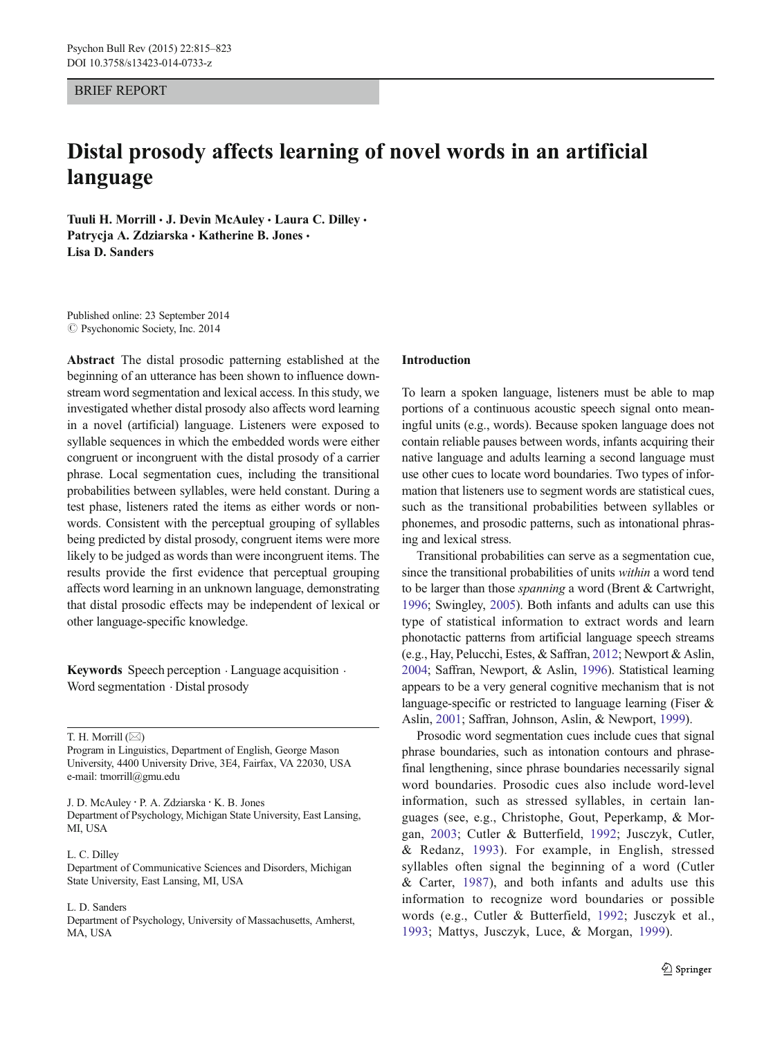BRIEF REPORT

# Distal prosody affects learning of novel words in an artificial language

**Tuli H. Morrill · J. Devin McAuley · Laura C. Dilley · Patrycja A. Zdziarska · Katherine B. Jones · Lisa D. Sanders**

Published online: 23 September 2014
© Psychonomic Society, Inc. 2014

**Abstract** The distal prosodic patterning established at the beginning of an utterance has been shown to influence downstream word segmentation and lexical access. In this study, we investigated whether distal prosody also affects word learning in a novel (artificial) language. Listeners were exposed to syllable sequences in which the embedded words were either congruent or incongruent with the distal prosody of a carrier phrase. Local segmentation cues, including the transitional probabilities between syllables, were held constant. During a test phase, listeners rated the items as either words or nonwords. Consistent with the perceptual grouping of syllables being predicted by distal prosody, congruent items were more likely to be judged as words than were incongruent items. The results provide the first evidence that perceptual grouping affects word learning in an unknown language, demonstrating that distal prosodic effects may be independent of lexical or other language-specific knowledge.

**Keywords** Speech perception · Language acquisition · Word segmentation · Distal prosody

T. H. Morrill (✉)
Program in Linguistics, Department of English, George Mason University, 4400 University Drive, 3E4, Fairfax, VA 22030, USA
e-mail: tmorrill@gmu.edu

J. D. McAuley · P. A. Zdziarska · K. B. Jones
Department of Psychology, Michigan State University, East Lansing, MI, USA

L. C. Dilley
Department of Communicative Sciences and Disorders, Michigan State University, East Lansing, MI, USA

L. D. Sanders
Department of Psychology, University of Massachusetts, Amherst, MA, USA

## Introduction

To learn a spoken language, listeners must be able to map portions of a continuous acoustic speech signal onto meaningful units (e.g., words). Because spoken language does not contain reliable pauses between words, infants acquiring their native language and adults learning a second language must use other cues to locate word boundaries. Two types of information that listeners use to segment words are statistical cues, such as the transitional probabilities between syllables or phonemes, and prosodic patterns, such as intonational phrasing and lexical stress.

Transitional probabilities can serve as a segmentation cue, since the transitional probabilities of units *within* a word tend to be larger than those *spanning* a word (Brent & Cartwright, 1996; Swingley, 2005). Both infants and adults can use this type of statistical information to extract words and learn phonotactic patterns from artificial language speech streams (e.g., Hay, Pelucchi, Estes, & Saffran, 2012; Newport & Aslin, 2004; Saffran, Newport, & Aslin, 1996). Statistical learning appears to be a very general cognitive mechanism that is not language-specific or restricted to language learning (Fiser & Aslin, 2001; Saffran, Johnson, Aslin, & Newport, 1999).

Prosodic word segmentation cues include cues that signal phrase boundaries, such as intonation contours and phrase-final lengthening, since phrase boundaries necessarily signal word boundaries. Prosodic cues also include word-level information, such as stressed syllables, in certain languages (see, e.g., Christophe, Gout, Peperkamp, & Morgan, 2003; Cutler & Butterfield, 1992; Jusczyk, Cutler, & Redanz, 1993). For example, in English, stressed syllables often signal the beginning of a word (Cutler & Carter, 1987), and both infants and adults use this information to recognize word boundaries or possible words (e.g., Cutler & Butterfield, 1992; Jusczyk et al., 1993; Mattys, Jusczyk, Luce, & Morgan, 1999).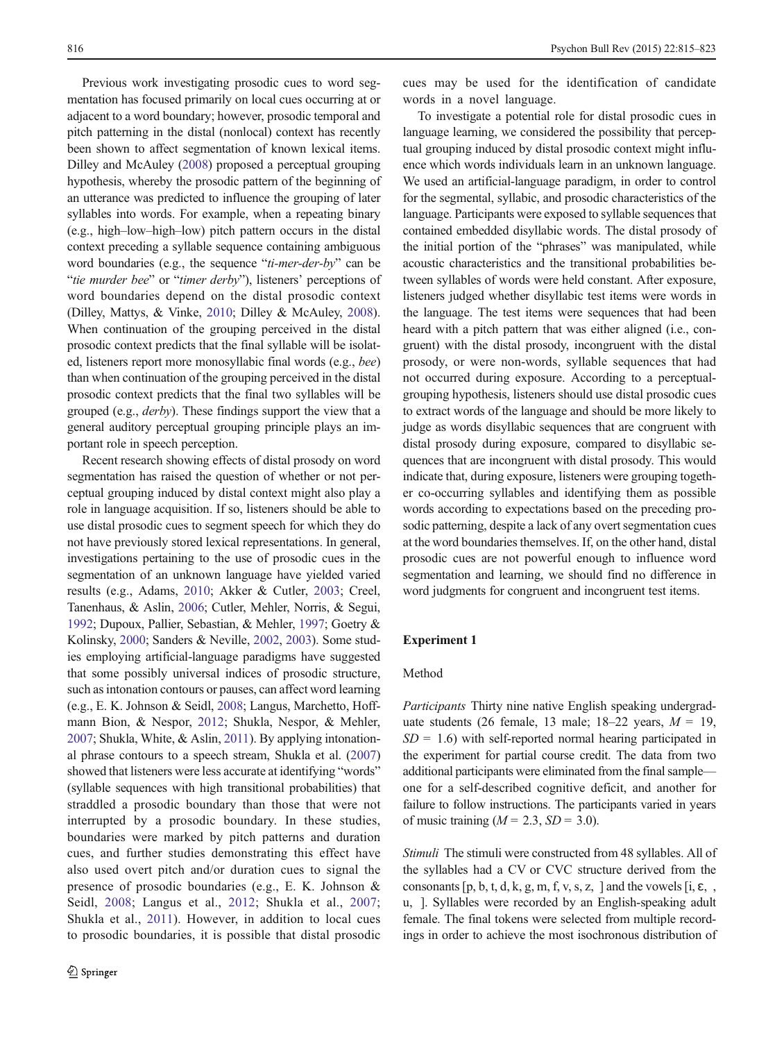Previous work investigating prosodic cues to word segmentation has focused primarily on local cues occurring at or adjacent to a word boundary; however, prosodic temporal and pitch patterning in the distal (nonlocal) context has recently been shown to affect segmentation of known lexical items. Dilley and McAuley (2008) proposed a perceptual grouping hypothesis, whereby the prosodic pattern of the beginning of an utterance was predicted to influence the grouping of later syllables into words. For example, when a repeating binary (e.g., high–low–high–low) pitch pattern occurs in the distal context preceding a syllable sequence containing ambiguous word boundaries (e.g., the sequence "*ti-mer-der-by*" can be "*tie murder bee*" or "*timer derby*"), listeners' perceptions of word boundaries depend on the distal prosodic context (Dilley, Mattys, & Vinke, 2010; Dilley & McAuley, 2008). When continuation of the grouping perceived in the distal prosodic context predicts that the final syllable will be isolated, listeners report more monosyllabic final words (e.g., *bee*) than when continuation of the grouping perceived in the distal prosodic context predicts that the final two syllables will be grouped (e.g., *derby*). These findings support the view that a general auditory perceptual grouping principle plays an important role in speech perception.

Recent research showing effects of distal prosody on word segmentation has raised the question of whether or not perceptual grouping induced by distal context might also play a role in language acquisition. If so, listeners should be able to use distal prosodic cues to segment speech for which they do not have previously stored lexical representations. In general, investigations pertaining to the use of prosodic cues in the segmentation of an unknown language have yielded varied results (e.g., Adams, 2010; Akker & Cutler, 2003; Creel, Tanenhaus, & Aslin, 2006; Cutler, Mehler, Norris, & Segui, 1992; Dupoux, Pallier, Sebastian, & Mehler, 1997; Goetry & Kolinsky, 2000; Sanders & Neville, 2002, 2003). Some studies employing artificial-language paradigms have suggested that some possibly universal indices of prosodic structure, such as intonation contours or pauses, can affect word learning (e.g., E. K. Johnson & Seidl, 2008; Langus, Marchetto, Hoffmann Bion, & Nespor, 2012; Shukla, Nespor, & Mehler, 2007; Shukla, White, & Aslin, 2011). By applying intonational phrase contours to a speech stream, Shukla et al. (2007) showed that listeners were less accurate at identifying "words" (syllable sequences with high transitional probabilities) that straddled a prosodic boundary than those that were not interrupted by a prosodic boundary. In these studies, boundaries were marked by pitch patterns and duration cues, and further studies demonstrating this effect have also used overt pitch and/or duration cues to signal the presence of prosodic boundaries (e.g., E. K. Johnson & Seidl, 2008; Langus et al., 2012; Shukla et al., 2007; Shukla et al., 2011). However, in addition to local cues to prosodic boundaries, it is possible that distal prosodic cues may be used for the identification of candidate words in a novel language.

To investigate a potential role for distal prosodic cues in language learning, we considered the possibility that perceptual grouping induced by distal prosodic context might influence which words individuals learn in an unknown language. We used an artificial-language paradigm, in order to control for the segmental, syllabic, and prosodic characteristics of the language. Participants were exposed to syllable sequences that contained embedded disyllabic words. The distal prosody of the initial portion of the "phrases" was manipulated, while acoustic characteristics and the transitional probabilities between syllables of words were held constant. After exposure, listeners judged whether disyllabic test items were words in the language. The test items were sequences that had been heard with a pitch pattern that was either aligned (i.e., congruent) with the distal prosody, incongruent with the distal prosody, or were non-words, syllable sequences that had not occurred during exposure. According to a perceptual-grouping hypothesis, listeners should use distal prosodic cues to extract words of the language and should be more likely to judge as words disyllabic sequences that are congruent with distal prosody during exposure, compared to disyllabic sequences that are incongruent with distal prosody. This would indicate that, during exposure, listeners were grouping together co-occurring syllables and identifying them as possible words according to expectations based on the preceding prosodic patterning, despite a lack of any overt segmentation cues at the word boundaries themselves. If, on the other hand, distal prosodic cues are not powerful enough to influence word segmentation and learning, we should find no difference in word judgments for congruent and incongruent test items.

## Experiment 1

### Method

*Participants* Thirty nine native English speaking undergraduate students (26 female, 13 male; 18–22 years, $M$ = 19, $SD$ = 1.6) with self-reported normal hearing participated in the experiment for partial course credit. The data from two additional participants were eliminated from the final sample—one for a self-described cognitive deficit, and another for failure to follow instructions. The participants varied in years of music training ($M$ = 2.3, $SD$ = 3.0).

*Stimuli* The stimuli were constructed from 48 syllables. All of the syllables had a CV or CVC structure derived from the consonants [p, b, t, d, k, g, m, f, v, s, z, ] and the vowels [i, ɛ, , u, ]. Syllables were recorded by an English-speaking adult female. The final tokens were selected from multiple recordings in order to achieve the most isochronous distribution of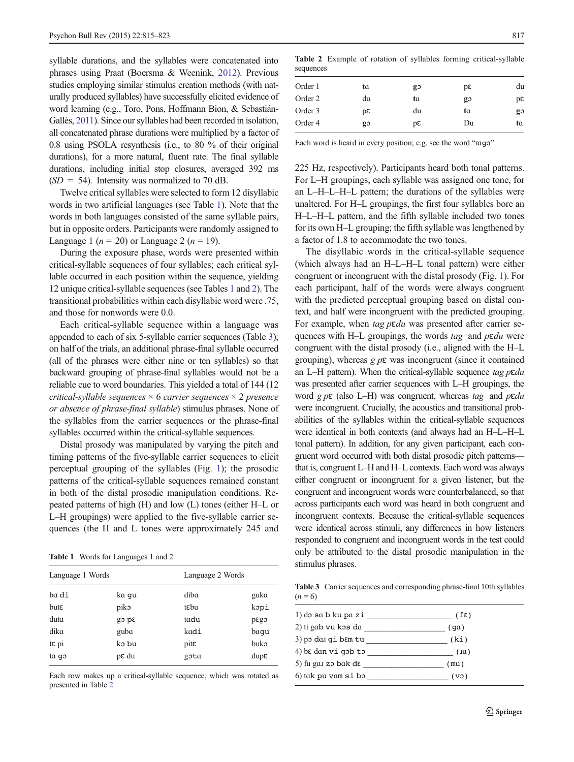syllable durations, and the syllables were concatenated into phrases using Praat (Boersma & Weenink, 2012). Previous studies employing similar stimulus creation methods (with naturally produced syllables) have successfully elicited evidence of word learning (e.g., Toro, Pons, Hoffmann Bion, & Sebastián-Gallés, 2011). Since our syllables had been recorded in isolation, all concatenated phrase durations were multiplied by a factor of 0.8 using PSOLA resynthesis (i.e., to 80 % of their original durations), for a more natural, fluent rate. The final syllable durations, including initial stop closures, averaged 392 ms ($SD$ = 54). Intensity was normalized to 70 dB.

Twelve critical syllables were selected to form 12 disyllabic words in two artificial languages (see Table 1). Note that the words in both languages consisted of the same syllable pairs, but in opposite orders. Participants were randomly assigned to Language 1 ($n$ = 20) or Language 2 ($n$ = 19).

During the exposure phase, words were presented within critical-syllable sequences of four syllables; each critical syllable occurred in each position within the sequence, yielding 12 unique critical-syllable sequences (see Tables 1 and 2). The transitional probabilities within each disyllabic word were .75, and those for nonwords were 0.0.

Each critical-syllable sequence within a language was appended to each of six 5-syllable carrier sequences (Table 3); on half of the trials, an additional phrase-final syllable occurred (all of the phrases were either nine or ten syllables) so that backward grouping of phrase-final syllables would not be a reliable cue to word boundaries. This yielded a total of 144 (12 *critical-syllable sequences* × 6 *carrier sequences* × 2 *presence or absence of phrase-final syllable*) stimulus phrases. None of the syllables from the carrier sequences or the phrase-final syllables occurred within the critical-syllable sequences.

Distal prosody was manipulated by varying the pitch and timing patterns of the five-syllable carrier sequences to elicit perceptual grouping of the syllables (Fig. 1); the prosodic patterns of the critical-syllable sequences remained constant in both of the distal prosodic manipulation conditions. Repeated patterns of high (H) and low (L) tones (either H–L or L–H groupings) were applied to the five-syllable carrier sequences (the H and L tones were approximately 245 and 225 Hz, respectively). Participants heard both tonal patterns. For L–H groupings, each syllable was assigned one tone, for an L–H–L–H–L pattern; the durations of the syllables were unaltered. For H–L groupings, the first four syllables bore an H–L–H–L pattern, and the fifth syllable included two tones for its own H–L grouping; the fifth syllable was lengthened by a factor of 1.8 to accommodate the two tones.

**Table 1** Words for Languages 1 and 2

| Language 1 Words | | Language 2 Words | |
|---|---|---|---|
| bɑ di | kɑ gu | dibɑ | gukɑ |
| butɛ | pikɔ | tɛbu | kɔpi |
| dutɑ | gɔ pɛ | tɑdu | pɛgɔ |
| dikɑ | gubɑ | kɑdi | bɑgu |
| tɛ pi | kɔ bu | pitɛ | bukɔ |
| tɑ gɔ | pɛ du | gɔtɑ | dupɛ |

Each row makes up a critical-syllable sequence, which was rotated as presented in Table 2

**Table 2** Example of rotation of syllables forming critical-syllable sequences

| | | | | |
|---|---|---|---|---|
| Order 1 | tɑ | gɔ | pɛ | du |
| Order 2 | du | tɑ | gɔ | pɛ |
| Order 3 | pɛ | du | tɑ | gɔ |
| Order 4 | gɔ | pɛ | Du | tɑ |

Each word is heard in every position; e.g. see the word "*tɑgɔ*"

The disyllabic words in the critical-syllable sequence (which always had an H–L–H–L tonal pattern) were either congruent or incongruent with the distal prosody (Fig. 1). For each participant, half of the words were always congruent with the predicted perceptual grouping based on distal context, and half were incongruent with the predicted grouping. For example, when *tag pɛdu* was presented after carrier sequences with H–L groupings, the words *tag* and *pɛdu* were congruent with the distal prosody (i.e., aligned with the H–L grouping), whereas *g pɛ* was incongruent (since it contained an L–H pattern). When the critical-syllable sequence *tag pɛdu* was presented after carrier sequences with L–H groupings, the word *g pɛ* (also L–H) was congruent, whereas *tag* and *pɛdu* were incongruent. Crucially, the acoustics and transitional probabilities of the syllables within the critical-syllable sequences were identical in both contexts (and always had an H–L–H–L tonal pattern). In addition, for any given participant, each congruent word occurred with both distal prosodic pitch patterns—that is, congruent L–H and H–L contexts. Each word was always either congruent or incongruent for a given listener, but the congruent and incongruent words were counterbalanced, so that across participants each word was heard in both congruent and incongruent contexts. Because the critical-syllable sequences were identical across stimuli, any differences in how listeners responded to congruent and incongruent words in the test could only be attributed to the distal prosodic manipulation in the stimulus phrases.

**Table 3** Carrier sequences and corresponding phrase-final 10th syllables ($n$ = 6)

| Carrier sequence | 10th syllable |
|---|---|
| 1) dɔ sɑ b ku pɑ zi __________ | (fɛ) |
| 2) ti gɑb vu kɔs dɑ __________ | (gɑ) |
| 3) pɔ dɑɪ gi bɛm tu __________ | (ki) |
| 4) bɛ dɑn vi gɔb tɔ __________ | (ɹɑ) |
| 5) fu gɑɪ zɔ bɑk dɛ __________ | (mu) |
| 6) tɑk pu vɑm si bɔ __________ | (vɔ) |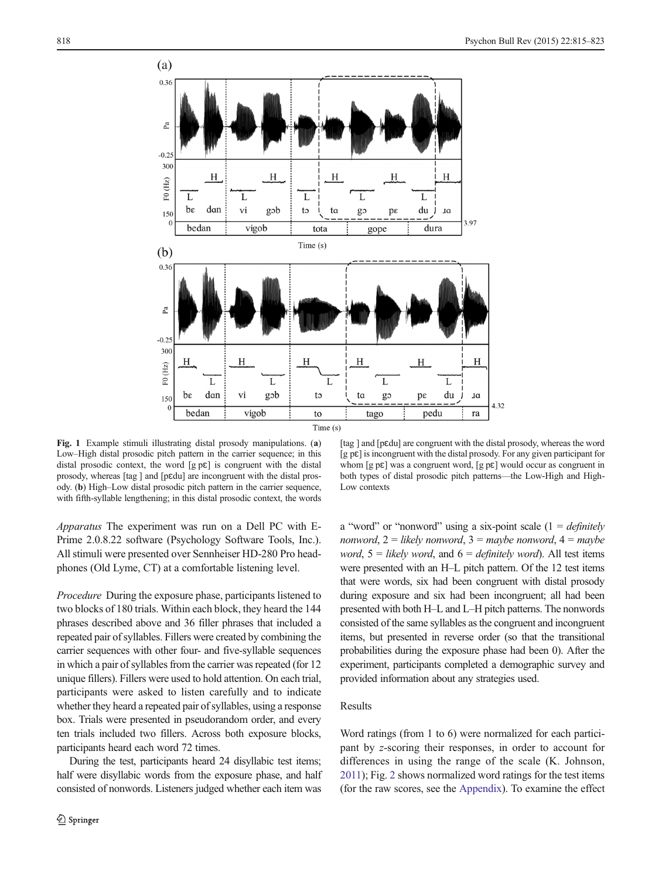Fig. 1 Example stimuli illustrating distal prosody manipulations. (**a**) Low–High distal prosodic pitch pattern in the carrier sequence; in this distal prosodic context, the word [gɔpɛ] is congruent with the distal prosody, whereas [tagɔ] and [pɛdu] are incongruent with the distal prosody. (**b**) High–Low distal prosodic pitch pattern in the carrier sequence, with fifth-syllable lengthening; in this distal prosodic context, the words [tagɔ] and [pɛdu] are congruent with the distal prosody, whereas the word [gɔpɛ] is incongruent with the distal prosody. For any given participant for whom [gɔpɛ] was a congruent word, [gɔpɛ] would occur as congruent in both types of distal prosodic pitch patterns—the Low-High and High-Low contexts

*Apparatus* The experiment was run on a Dell PC with E-Prime 2.0.8.22 software (Psychology Software Tools, Inc.). All stimuli were presented over Sennheiser HD-280 Pro headphones (Old Lyme, CT) at a comfortable listening level.

*Procedure* During the exposure phase, participants listened to two blocks of 180 trials. Within each block, they heard the 144 phrases described above and 36 filler phrases that included a repeated pair of syllables. Fillers were created by combining the carrier sequences with other four- and five-syllable sequences in which a pair of syllables from the carrier was repeated (for 12 unique fillers). Fillers were used to hold attention. On each trial, participants were asked to listen carefully and to indicate whether they heard a repeated pair of syllables, using a response box. Trials were presented in pseudorandom order, and every ten trials included two fillers. Across both exposure blocks, participants heard each word 72 times.

During the test, participants heard 24 disyllabic test items; half were disyllabic words from the exposure phase, and half consisted of nonwords. Listeners judged whether each item was a "word" or "nonword" using a six-point scale (1 = *definitely nonword*, 2 = *likely nonword*, 3 = *maybe nonword*, 4 = *maybe word*, 5 = *likely word*, and 6 = *definitely word*). All test items were presented with an H–L pitch pattern. Of the 12 test items that were words, six had been congruent with distal prosody during exposure and six had been incongruent; all had been presented with both H–L and L–H pitch patterns. The nonwords consisted of the same syllables as the congruent and incongruent items, but presented in reverse order (so that the transitional probabilities during the exposure phase had been 0). After the experiment, participants completed a demographic survey and provided information about any strategies used.

## Results

Word ratings (from 1 to 6) were normalized for each participant by *z*-scoring their responses, in order to account for differences in using the range of the scale (K. Johnson, 2011); Fig. 2 shows normalized word ratings for the test items (for the raw scores, see the Appendix). To examine the effect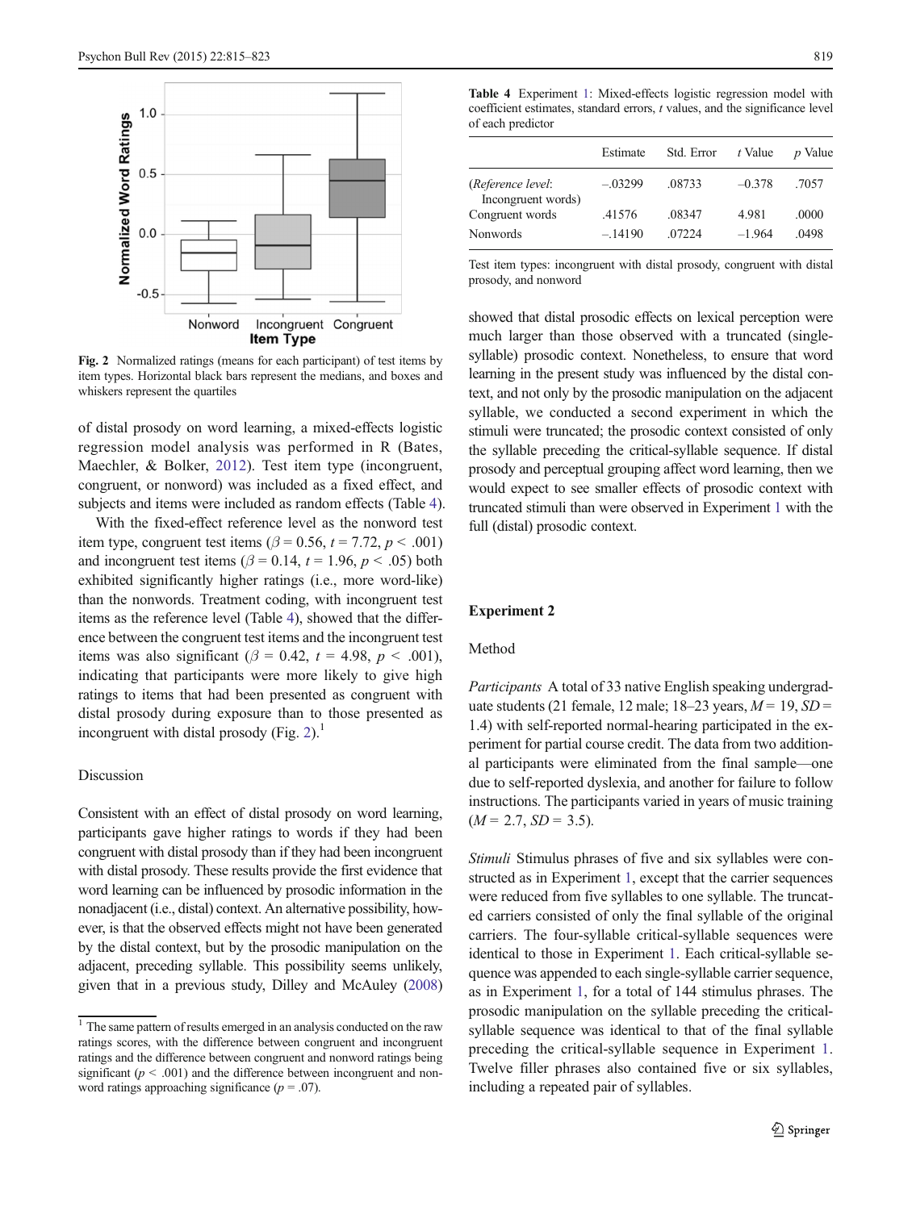Fig. 2 Normalized ratings (means for each participant) of test items by item types. Horizontal black bars represent the medians, and boxes and whiskers represent the quartiles

of distal prosody on word learning, a mixed-effects logistic regression model analysis was performed in R (Bates, Maechler, & Bolker, 2012). Test item type (incongruent, congruent, or nonword) was included as a fixed effect, and subjects and items were included as random effects (Table 4).

With the fixed-effect reference level as the nonword test item type, congruent test items ($\beta = 0.56$, $t = 7.72$, $p < .001$) and incongruent test items ($\beta = 0.14$, $t = 1.96$, $p < .05$) both exhibited significantly higher ratings (i.e., more word-like) than the nonwords. Treatment coding, with incongruent test items as the reference level (Table 4), showed that the difference between the congruent test items and the incongruent test items was also significant ($\beta = 0.42$, $t = 4.98$, $p < .001$), indicating that participants were more likely to give high ratings to items that had been presented as congruent with distal prosody during exposure than to those presented as incongruent with distal prosody (Fig. 2).[1]

### Discussion

Consistent with an effect of distal prosody on word learning, participants gave higher ratings to words if they had been congruent with distal prosody than if they had been incongruent with distal prosody. These results provide the first evidence that word learning can be influenced by prosodic information in the nonadjacent (i.e., distal) context. An alternative possibility, however, is that the observed effects might not have been generated by the distal context, but by the prosodic manipulation on the adjacent, preceding syllable. This possibility seems unlikely, given that in a previous study, Dilley and McAuley (2008) showed that distal prosodic effects on lexical perception were much larger than those observed with a truncated (single-syllable) prosodic context. Nonetheless, to ensure that word learning in the present study was influenced by the distal context, and not only by the prosodic manipulation on the adjacent syllable, we conducted a second experiment in which the stimuli were truncated; the prosodic context consisted of only the syllable preceding the critical-syllable sequence. If distal prosody and perceptual grouping affect word learning, then we would expect to see smaller effects of prosodic context with truncated stimuli than were observed in Experiment 1 with the full (distal) prosodic context.

[1] The same pattern of results emerged in an analysis conducted on the raw ratings scores, with the difference between congruent and incongruent ratings and the difference between congruent and nonword ratings being significant ($p < .001$) and the difference between incongruent and nonword ratings approaching significance ($p = .07$).

**Table 4** Experiment 1: Mixed-effects logistic regression model with coefficient estimates, standard errors, *t* values, and the significance level of each predictor

| | Estimate | Std. Error | *t* Value | *p* Value |
|---|---|---|---|---|
| (*Reference level*: Incongruent words) | –.03299 | .08733 | –0.378 | .7057 |
| Congruent words | .41576 | .08347 | 4.981 | .0000 |
| Nonwords | –.14190 | .07224 | –1.964 | .0498 |

Test item types: incongruent with distal prosody, congruent with distal prosody, and nonword

## Experiment 2

### Method

*Participants* A total of 33 native English speaking undergraduate students (21 female, 12 male; 18–23 years, $M = 19$, $SD = 1.4$) with self-reported normal-hearing participated in the experiment for partial course credit. The data from two additional participants were eliminated from the final sample—one due to self-reported dyslexia, and another for failure to follow instructions. The participants varied in years of music training ($M = 2.7$, $SD = 3.5$).

*Stimuli* Stimulus phrases of five and six syllables were constructed as in Experiment 1, except that the carrier sequences were reduced from five syllables to one syllable. The truncated carriers consisted of only the final syllable of the original carriers. The four-syllable critical-syllable sequences were identical to those in Experiment 1. Each critical-syllable sequence was appended to each single-syllable carrier sequence, as in Experiment 1, for a total of 144 stimulus phrases. The prosodic manipulation on the syllable preceding the critical-syllable sequence was identical to that of the final syllable preceding the critical-syllable sequence in Experiment 1. Twelve filler phrases also contained five or six syllables, including a repeated pair of syllables.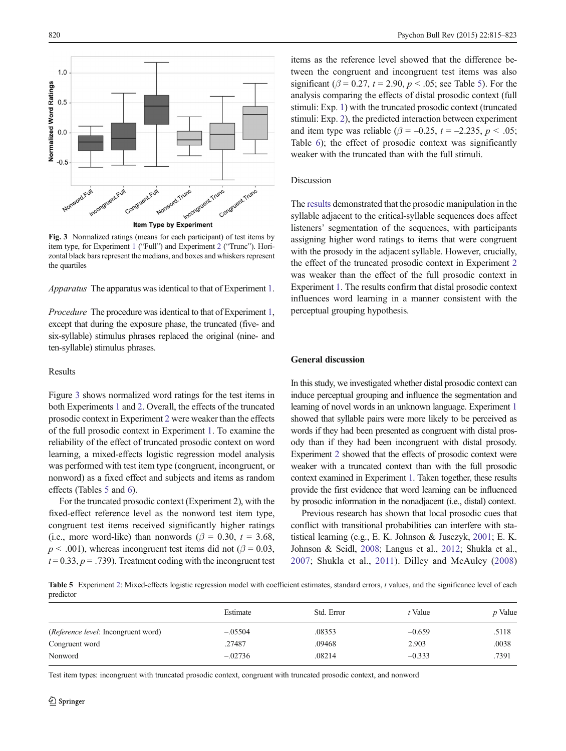Fig. 3 Normalized ratings (means for each participant) of test items by item type, for Experiment 1 ("Full") and Experiment 2 ("Trunc"). Horizontal black bars represent the medians, and boxes and whiskers represent the quartiles

*Apparatus* The apparatus was identical to that of Experiment 1.

*Procedure* The procedure was identical to that of Experiment 1, except that during the exposure phase, the truncated (five- and six-syllable) stimulus phrases replaced the original (nine- and ten-syllable) stimulus phrases.

### Results

Figure 3 shows normalized word ratings for the test items in both Experiments 1 and 2. Overall, the effects of the truncated prosodic context in Experiment 2 were weaker than the effects of the full prosodic context in Experiment 1. To examine the reliability of the effect of truncated prosodic context on word learning, a mixed-effects logistic regression model analysis was performed with test item type (congruent, incongruent, or nonword) as a fixed effect and subjects and items as random effects (Tables 5 and 6).

For the truncated prosodic context (Experiment 2), with the fixed-effect reference level as the nonword test item type, congruent test items received significantly higher ratings (i.e., more word-like) than nonwords ($\beta$ = 0.30, $t$ = 3.68, $p$ < .001), whereas incongruent test items did not ($\beta$ = 0.03, $t$ = 0.33, $p$ = .739). Treatment coding with the incongruent test items as the reference level showed that the difference between the congruent and incongruent test items was also significant ($\beta$ = 0.27, $t$ = 2.90, $p$ < .05; see Table 5). For the analysis comparing the effects of distal prosodic context (full stimuli: Exp. 1) with the truncated prosodic context (truncated stimuli: Exp. 2), the predicted interaction between experiment and item type was reliable ($\beta$ = –0.25, $t$ = –2.235, $p$ < .05; Table 6); the effect of prosodic context was significantly weaker with the truncated than with the full stimuli.

### Discussion

The results demonstrated that the prosodic manipulation in the syllable adjacent to the critical-syllable sequences does affect listeners' segmentation of the sequences, with participants assigning higher word ratings to items that were congruent with the prosody in the adjacent syllable. However, crucially, the effect of the truncated prosodic context in Experiment 2 was weaker than the effect of the full prosodic context in Experiment 1. The results confirm that distal prosodic context influences word learning in a manner consistent with the perceptual grouping hypothesis.

## General discussion

In this study, we investigated whether distal prosodic context can induce perceptual grouping and influence the segmentation and learning of novel words in an unknown language. Experiment 1 showed that syllable pairs were more likely to be perceived as words if they had been presented as congruent with distal prosody than if they had been incongruent with distal prosody. Experiment 2 showed that the effects of prosodic context were weaker with a truncated context than with the full prosodic context examined in Experiment 1. Taken together, these results provide the first evidence that word learning can be influenced by prosodic information in the nonadjacent (i.e., distal) context.

Previous research has shown that local prosodic cues that conflict with transitional probabilities can interfere with statistical learning (e.g., E. K. Johnson & Jusczyk, 2001; E. K. Johnson & Seidl, 2008; Langus et al., 2012; Shukla et al., 2007; Shukla et al., 2011). Dilley and McAuley (2008)

Table 5 Experiment 2: Mixed-effects logistic regression model with coefficient estimates, standard errors, $t$ values, and the significance level of each predictor

| | Estimate | Std. Error | $t$ Value | $p$ Value |
|---|---|---|---|---|
| (*Reference level*: Incongruent word) | –.05504 | .08353 | –0.659 | .5118 |
| Congruent word | .27487 | .09468 | 2.903 | .0038 |
| Nonword | –.02736 | .08214 | –0.333 | .7391 |

Test item types: incongruent with truncated prosodic context, congruent with truncated prosodic context, and nonword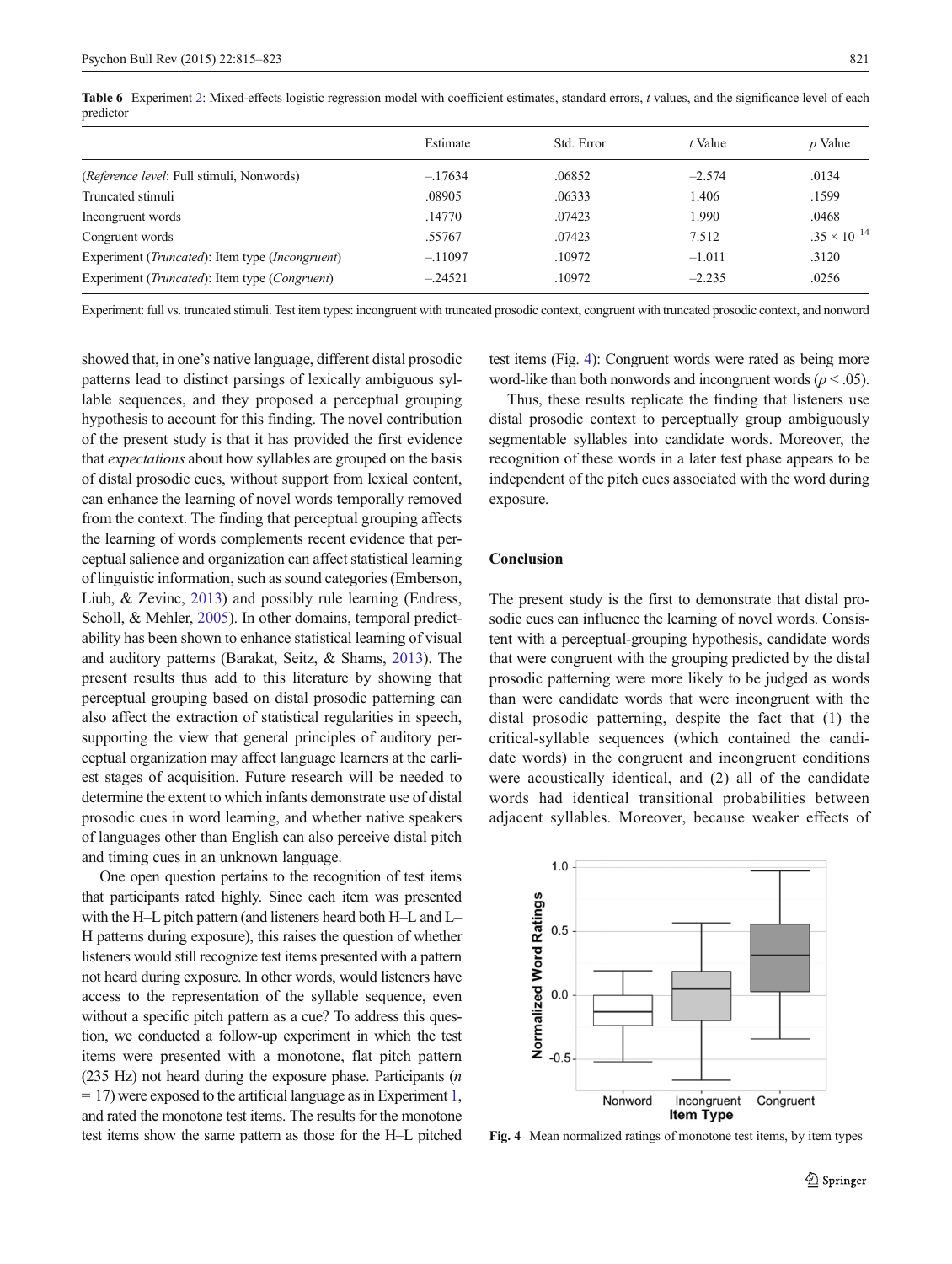**Table 6** Experiment 2: Mixed-effects logistic regression model with coefficient estimates, standard errors, *t* values, and the significance level of each predictor

| | Estimate | Std. Error | *t* Value | *p* Value |
|---|---|---|---|---|
| (*Reference level*: Full stimuli, Nonwords) | –.17634 | .06852 | –2.574 | .0134 |
| Truncated stimuli | .08905 | .06333 | 1.406 | .1599 |
| Incongruent words | .14770 | .07423 | 1.990 | .0468 |
| Congruent words | .55767 | .07423 | 7.512 | $.35 \times 10^{-14}$ |
| Experiment (*Truncated*): Item type (*Incongruent*) | –.11097 | .10972 | –1.011 | .3120 |
| Experiment (*Truncated*): Item type (*Congruent*) | –.24521 | .10972 | –2.235 | .0256 |

Experiment: full vs. truncated stimuli. Test item types: incongruent with truncated prosodic context, congruent with truncated prosodic context, and nonword

showed that, in one's native language, different distal prosodic patterns lead to distinct parsings of lexically ambiguous syllable sequences, and they proposed a perceptual grouping hypothesis to account for this finding. The novel contribution of the present study is that it has provided the first evidence that *expectations* about how syllables are grouped on the basis of distal prosodic cues, without support from lexical content, can enhance the learning of novel words temporally removed from the context. The finding that perceptual grouping affects the learning of words complements recent evidence that perceptual salience and organization can affect statistical learning of linguistic information, such as sound categories (Emberson, Liub, & Zevinc, 2013) and possibly rule learning (Endress, Scholl, & Mehler, 2005). In other domains, temporal predictability has been shown to enhance statistical learning of visual and auditory patterns (Barakat, Seitz, & Shams, 2013). The present results thus add to this literature by showing that perceptual grouping based on distal prosodic patterning can also affect the extraction of statistical regularities in speech, supporting the view that general principles of auditory perceptual organization may affect language learners at the earliest stages of acquisition. Future research will be needed to determine the extent to which infants demonstrate use of distal prosodic cues in word learning, and whether native speakers of languages other than English can also perceive distal pitch and timing cues in an unknown language.

One open question pertains to the recognition of test items that participants rated highly. Since each item was presented with the H–L pitch pattern (and listeners heard both H–L and L–H patterns during exposure), this raises the question of whether listeners would still recognize test items presented with a pattern not heard during exposure. In other words, would listeners have access to the representation of the syllable sequence, even without a specific pitch pattern as a cue? To address this question, we conducted a follow-up experiment in which the test items were presented with a monotone, flat pitch pattern (235 Hz) not heard during the exposure phase. Participants ($n = 17$) were exposed to the artificial language as in Experiment 1, and rated the monotone test items. The results for the monotone test items show the same pattern as those for the H–L pitched test items (Fig. 4): Congruent words were rated as being more word-like than both nonwords and incongruent words ($p < .05$).

Thus, these results replicate the finding that listeners use distal prosodic context to perceptually group ambiguously segmentable syllables into candidate words. Moreover, the recognition of these words in a later test phase appears to be independent of the pitch cues associated with the word during exposure.

## Conclusion

The present study is the first to demonstrate that distal prosodic cues can influence the learning of novel words. Consistent with a perceptual-grouping hypothesis, candidate words that were congruent with the grouping predicted by the distal prosodic patterning were more likely to be judged as words than were candidate words that were incongruent with the distal prosodic patterning, despite the fact that (1) the critical-syllable sequences (which contained the candidate words) in the congruent and incongruent conditions were acoustically identical, and (2) all of the candidate words had identical transitional probabilities between adjacent syllables. Moreover, because weaker effects of

**Fig. 4** Mean normalized ratings of monotone test items, by item types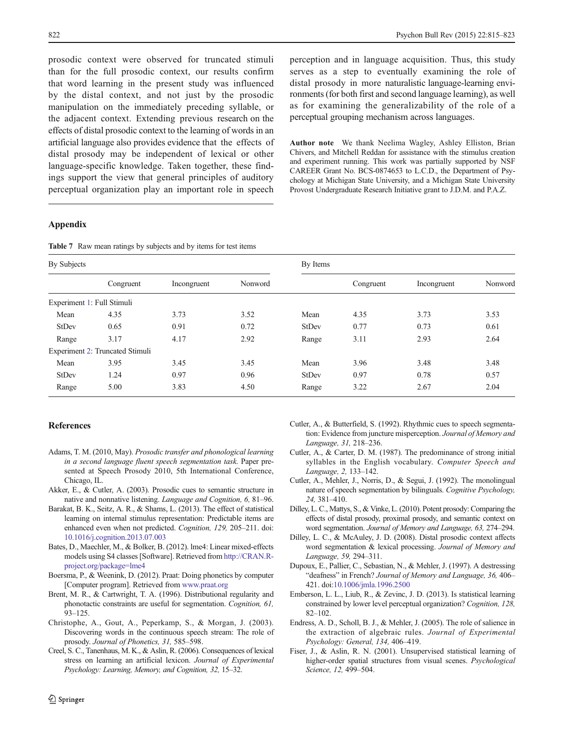prosodic context were observed for truncated stimuli than for the full prosodic context, our results confirm that word learning in the present study was influenced by the distal context, and not just by the prosodic manipulation on the immediately preceding syllable, or the adjacent context. Extending previous research on the effects of distal prosodic context to the learning of words in an artificial language also provides evidence that the effects of distal prosody may be independent of lexical or other language-specific knowledge. Taken together, these findings support the view that general principles of auditory perceptual organization play an important role in speech perception and in language acquisition. Thus, this study serves as a step to eventually examining the role of distal prosody in more naturalistic language-learning environments (for both first and second language learning), as well as for examining the generalizability of the role of a perceptual grouping mechanism across languages.

**Author note** We thank Neelima Wagley, Ashley Elliston, Brian Chivers, and Mitchell Reddan for assistance with the stimulus creation and experiment running. This work was partially supported by NSF CAREER Grant No. BCS-0874653 to L.C.D., the Department of Psychology at Michigan State University, and a Michigan State University Provost Undergraduate Research Initiative grant to J.D.M. and P.A.Z.

## Appendix

**Table 7** Raw mean ratings by subjects and by items for test items

| By Subjects | | | | By Items | | | |
|---|---|---|---|---|---|---|---|
| | Congruent | Incongruent | Nonword | | Congruent | Incongruent | Nonword |
| Experiment 1: Full Stimuli | | | | | | | |
| Mean | 4.35 | 3.73 | 3.52 | Mean | 4.35 | 3.73 | 3.53 |
| StDev | 0.65 | 0.91 | 0.72 | StDev | 0.77 | 0.73 | 0.61 |
| Range | 3.17 | 4.17 | 2.92 | Range | 3.11 | 2.93 | 2.64 |
| Experiment 2: Truncated Stimuli | | | | | | | |
| Mean | 3.95 | 3.45 | 3.45 | Mean | 3.96 | 3.48 | 3.48 |
| StDev | 1.24 | 0.97 | 0.96 | StDev | 0.97 | 0.78 | 0.57 |
| Range | 5.00 | 3.83 | 4.50 | Range | 3.22 | 2.67 | 2.04 |

## References

Adams, T. M. (2010, May). *Prosodic transfer and phonological learning in a second language fluent speech segmentation task.* Paper presented at Speech Prosody 2010, 5th International Conference, Chicago, IL.

Akker, E., & Cutler, A. (2003). Prosodic cues to semantic structure in native and nonnative listening. *Language and Cognition, 6,* 81–96.

Barakat, B. K., Seitz, A. R., & Shams, L. (2013). The effect of statistical learning on internal stimulus representation: Predictable items are enhanced even when not predicted. *Cognition, 129,* 205–211. doi:10.1016/j.cognition.2013.07.003

Bates, D., Maechler, M., & Bolker, B. (2012). lme4: Linear mixed-effects models using S4 classes [Software]. Retrieved from http://CRAN.R-project.org/package=lme4

Boersma, P., & Weenink, D. (2012). Praat: Doing phonetics by computer [Computer program]. Retrieved from www.praat.org

Brent, M. R., & Cartwright, T. A. (1996). Distributional regularity and phonotactic constraints are useful for segmentation. *Cognition, 61,* 93–125.

Christophe, A., Gout, A., Peperkamp, S., & Morgan, J. (2003). Discovering words in the continuous speech stream: The role of prosody. *Journal of Phonetics, 31,* 585–598.

Creel, S. C., Tanenhaus, M. K., & Aslin, R. (2006). Consequences of lexical stress on learning an artificial lexicon. *Journal of Experimental Psychology: Learning, Memory, and Cognition, 32,* 15–32.

Cutler, A., & Butterfield, S. (1992). Rhythmic cues to speech segmentation: Evidence from juncture misperception. *Journal of Memory and Language, 31,* 218–236.

Cutler, A., & Carter, D. M. (1987). The predominance of strong initial syllables in the English vocabulary. *Computer Speech and Language, 2,* 133–142.

Cutler, A., Mehler, J., Norris, D., & Segui, J. (1992). The monolingual nature of speech segmentation by bilinguals. *Cognitive Psychology, 24,* 381–410.

Dilley, L. C., Mattys, S., & Vinke, L. (2010). Potent prosody: Comparing the effects of distal prosody, proximal prosody, and semantic context on word segmentation. *Journal of Memory and Language, 63,* 274–294.

Dilley, L. C., & McAuley, J. D. (2008). Distal prosodic context affects word segmentation & lexical processing. *Journal of Memory and Language, 59,* 294–311.

Dupoux, E., Pallier, C., Sebastian, N., & Mehler, J. (1997). A destressing "deafness" in French? *Journal of Memory and Language, 36,* 406–421. doi:10.1006/jmla.1996.2500

Emberson, L. L., Liub, R., & Zevinc, J. D. (2013). Is statistical learning constrained by lower level perceptual organization? *Cognition, 128,* 82–102.

Endress, A. D., Scholl, B. J., & Mehler, J. (2005). The role of salience in the extraction of algebraic rules. *Journal of Experimental Psychology: General, 134,* 406–419.

Fiser, J., & Aslin, R. N. (2001). Unsupervised statistical learning of higher-order spatial structures from visual scenes. *Psychological Science, 12,* 499–504.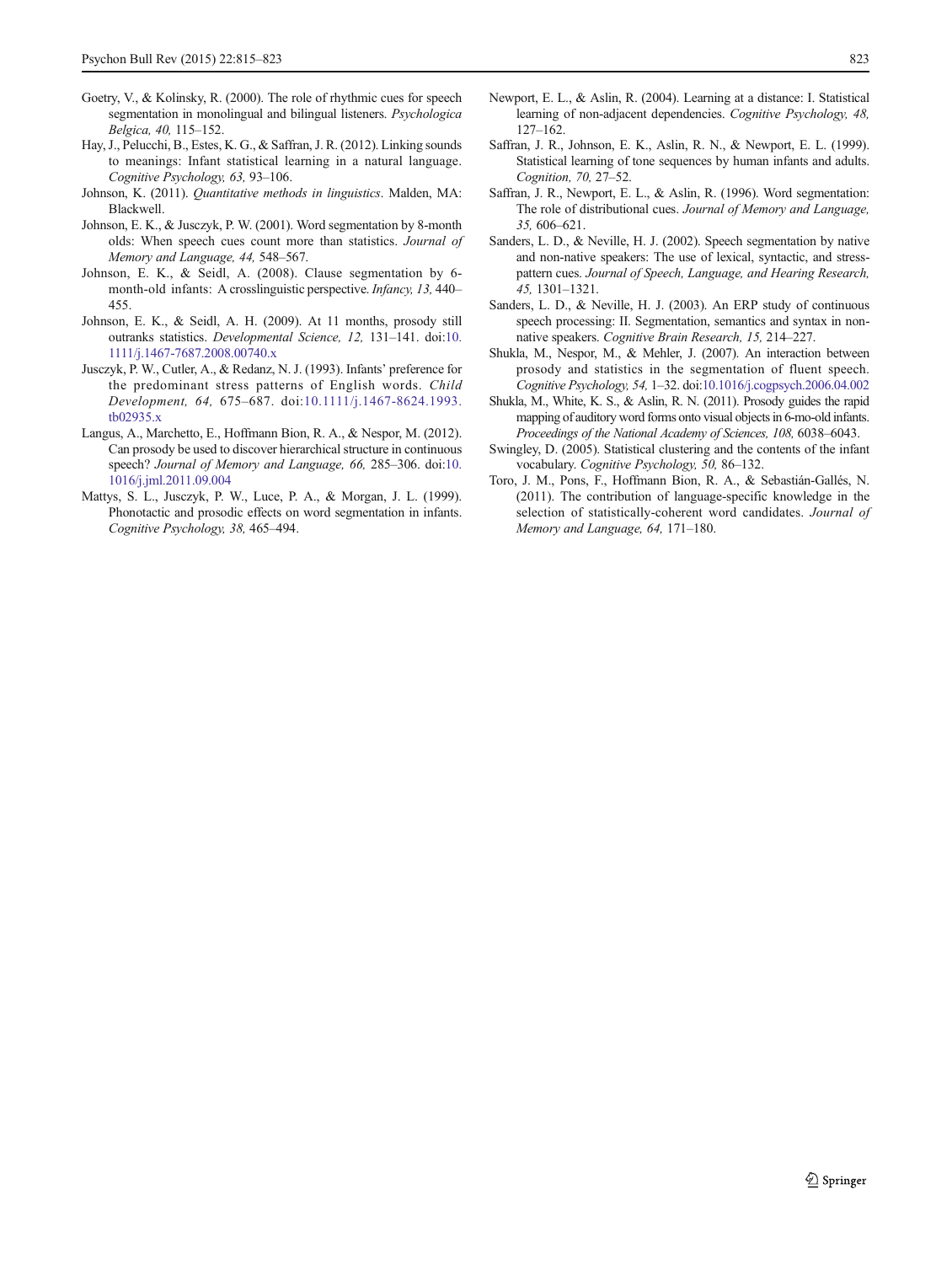Goetry, V., & Kolinsky, R. (2000). The role of rhythmic cues for speech segmentation in monolingual and bilingual listeners. *Psychologica Belgica, 40,* 115–152.

Hay, J., Pelucchi, B., Estes, K. G., & Saffran, J. R. (2012). Linking sounds to meanings: Infant statistical learning in a natural language. *Cognitive Psychology, 63,* 93–106.

Johnson, K. (2011). *Quantitative methods in linguistics*. Malden, MA: Blackwell.

Johnson, E. K., & Jusczyk, P. W. (2001). Word segmentation by 8-month olds: When speech cues count more than statistics. *Journal of Memory and Language, 44,* 548–567.

Johnson, E. K., & Seidl, A. (2008). Clause segmentation by 6-month-old infants: A crosslinguistic perspective. *Infancy, 13,* 440–455.

Johnson, E. K., & Seidl, A. H. (2009). At 11 months, prosody still outranks statistics. *Developmental Science, 12,* 131–141. doi:10.1111/j.1467-7687.2008.00740.x

Jusczyk, P. W., Cutler, A., & Redanz, N. J. (1993). Infants' preference for the predominant stress patterns of English words. *Child Development, 64,* 675–687. doi:10.1111/j.1467-8624.1993.tb02935.x

Langus, A., Marchetto, E., Hoffmann Bion, R. A., & Nespor, M. (2012). Can prosody be used to discover hierarchical structure in continuous speech? *Journal of Memory and Language, 66,* 285–306. doi:10.1016/j.jml.2011.09.004

Mattys, S. L., Jusczyk, P. W., Luce, P. A., & Morgan, J. L. (1999). Phonotactic and prosodic effects on word segmentation in infants. *Cognitive Psychology, 38,* 465–494.

Newport, E. L., & Aslin, R. (2004). Learning at a distance: I. Statistical learning of non-adjacent dependencies. *Cognitive Psychology, 48,* 127–162.

Saffran, J. R., Johnson, E. K., Aslin, R. N., & Newport, E. L. (1999). Statistical learning of tone sequences by human infants and adults. *Cognition, 70,* 27–52.

Saffran, J. R., Newport, E. L., & Aslin, R. (1996). Word segmentation: The role of distributional cues. *Journal of Memory and Language, 35,* 606–621.

Sanders, L. D., & Neville, H. J. (2002). Speech segmentation by native and non-native speakers: The use of lexical, syntactic, and stress-pattern cues. *Journal of Speech, Language, and Hearing Research, 45,* 1301–1321.

Sanders, L. D., & Neville, H. J. (2003). An ERP study of continuous speech processing: II. Segmentation, semantics and syntax in non-native speakers. *Cognitive Brain Research, 15,* 214–227.

Shukla, M., Nespor, M., & Mehler, J. (2007). An interaction between prosody and statistics in the segmentation of fluent speech. *Cognitive Psychology, 54,* 1–32. doi:10.1016/j.cogpsych.2006.04.002

Shukla, M., White, K. S., & Aslin, R. N. (2011). Prosody guides the rapid mapping of auditory word forms onto visual objects in 6-mo-old infants. *Proceedings of the National Academy of Sciences, 108,* 6038–6043.

Swingley, D. (2005). Statistical clustering and the contents of the infant vocabulary. *Cognitive Psychology, 50,* 86–132.

Toro, J. M., Pons, F., Hoffmann Bion, R. A., & Sebastián-Gallés, N. (2011). The contribution of language-specific knowledge in the selection of statistically-coherent word candidates. *Journal of Memory and Language, 64,* 171–180.